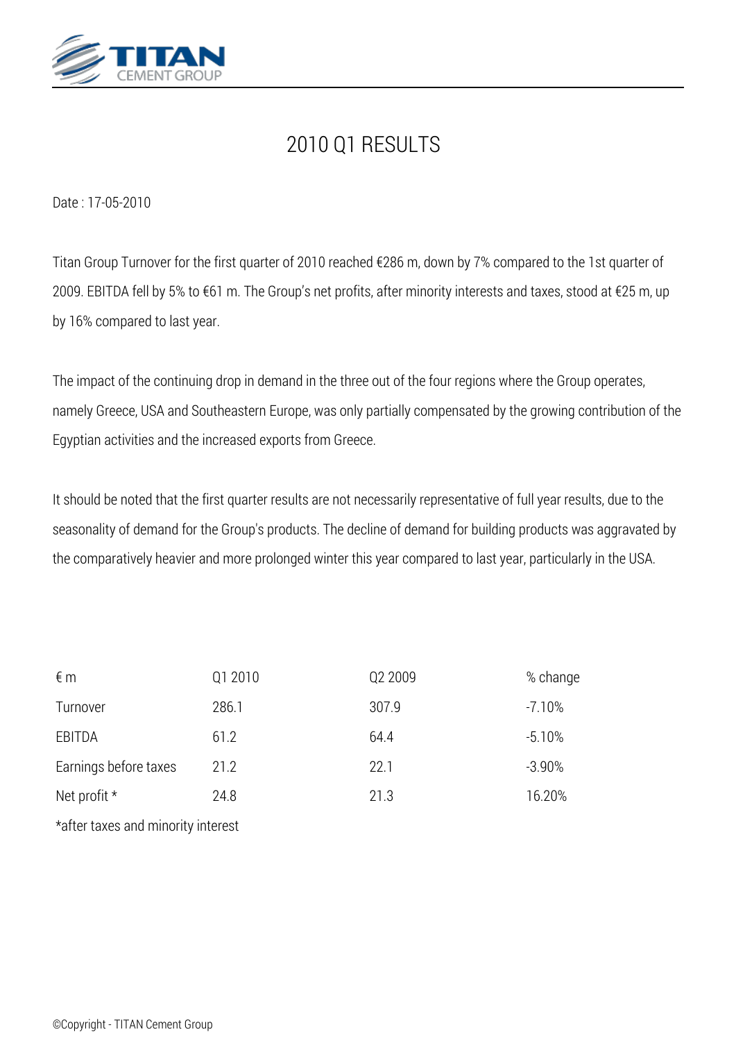# 2010 Q1 RESULTS

Date : 17-05-2010

Titan Group Turnover for the first quarter of 2010 reached €286 m, down by 7% compared to the 1st quarter of 2009. EBITDA fell by 5% to €61 m. The Group's net profits, after minority interests and taxes, stood at €25 m, up by 16% compared to last year.

The impact of the continuing drop in demand in the three out of the four regions where the Group operates, namely Greece, USA and Southeastern Europe, was only partially compensated by the growing contribution of the Egyptian activities and the increased exports from Greece.

It should be noted that the first quarter results are not necessarily representative of full year results, due to the seasonality of demand for the Group's products. The decline of demand for building products was aggravated by the comparatively heavier and more prolonged winter this year compared to last year, particularly in the USA.

| € m | Q1 2010 | Q2 2009 | % change |
|---|---|---|---|
| Turnover | 286.1 | 307.9 | -7.10% |
| EBITDA | 61.2 | 64.4 | -5.10% |
| Earnings before taxes | 21.2 | 22.1 | -3.90% |
| Net profit * | 24.8 | 21.3 | 16.20% |

*after taxes and minority interest

©Copyright - TITAN Cement Group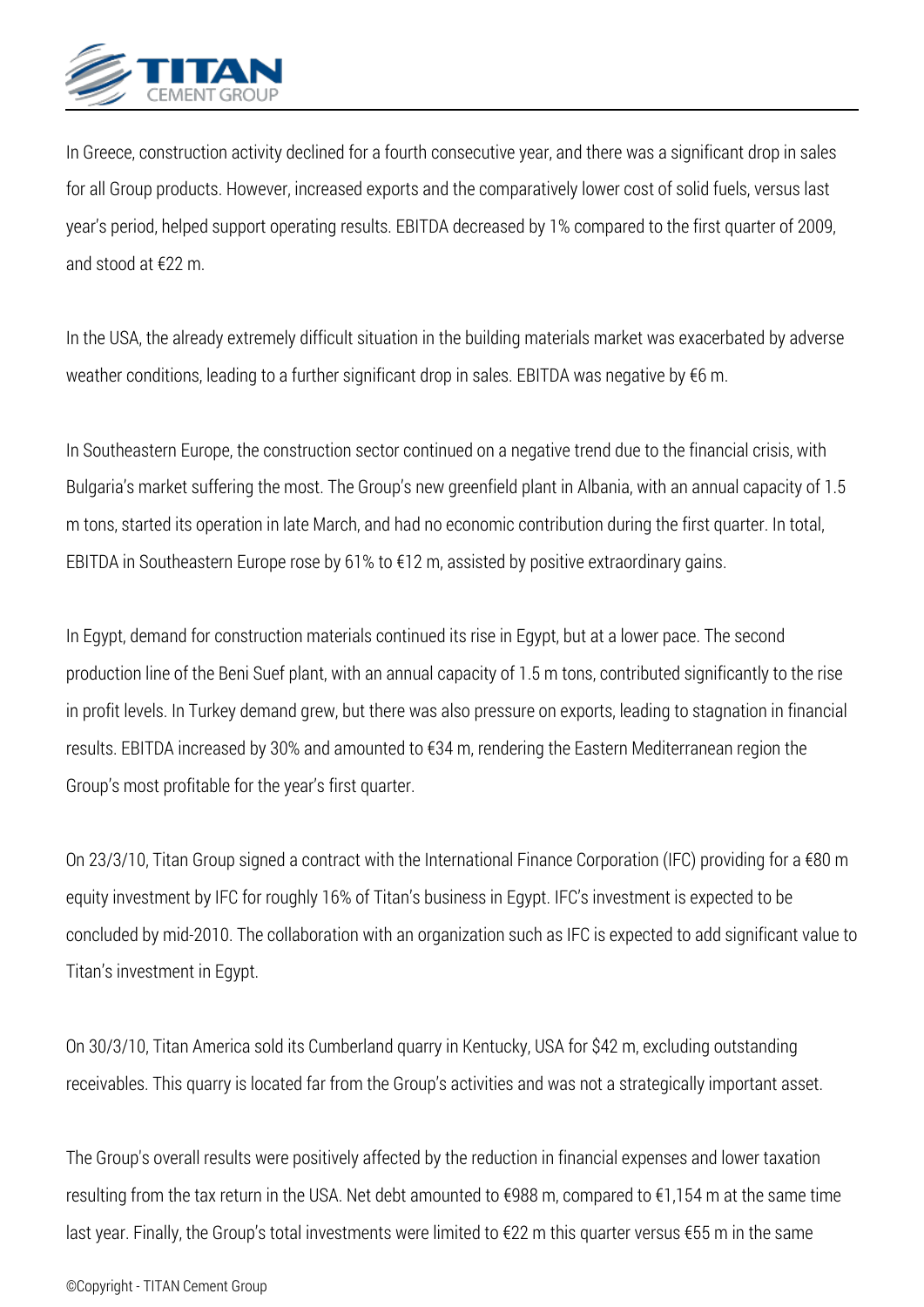In Greece, construction activity declined for a fourth consecutive year, and there was a significant drop in sales for all Group products. However, increased exports and the comparatively lower cost of solid fuels, versus last year's period, helped support operating results. EBITDA decreased by 1% compared to the first quarter of 2009, and stood at €22 m.

In the USA, the already extremely difficult situation in the building materials market was exacerbated by adverse weather conditions, leading to a further significant drop in sales. EBITDA was negative by €6 m.

In Southeastern Europe, the construction sector continued on a negative trend due to the financial crisis, with Bulgaria's market suffering the most. The Group's new greenfield plant in Albania, with an annual capacity of 1.5 m tons, started its operation in late March, and had no economic contribution during the first quarter. In total, EBITDA in Southeastern Europe rose by 61% to €12 m, assisted by positive extraordinary gains.

In Egypt, demand for construction materials continued its rise in Egypt, but at a lower pace. The second production line of the Beni Suef plant, with an annual capacity of 1.5 m tons, contributed significantly to the rise in profit levels. In Turkey demand grew, but there was also pressure on exports, leading to stagnation in financial results. EBITDA increased by 30% and amounted to €34 m, rendering the Eastern Mediterranean region the Group's most profitable for the year's first quarter.

On 23/3/10, Titan Group signed a contract with the International Finance Corporation (IFC) providing for a €80 m equity investment by IFC for roughly 16% of Titan's business in Egypt. IFC's investment is expected to be concluded by mid-2010. The collaboration with an organization such as IFC is expected to add significant value to Titan's investment in Egypt.

On 30/3/10, Titan America sold its Cumberland quarry in Kentucky, USA for $42 m, excluding outstanding receivables. This quarry is located far from the Group's activities and was not a strategically important asset.

The Group's overall results were positively affected by the reduction in financial expenses and lower taxation resulting from the tax return in the USA. Net debt amounted to €988 m, compared to €1,154 m at the same time last year. Finally, the Group's total investments were limited to €22 m this quarter versus €55 m in the same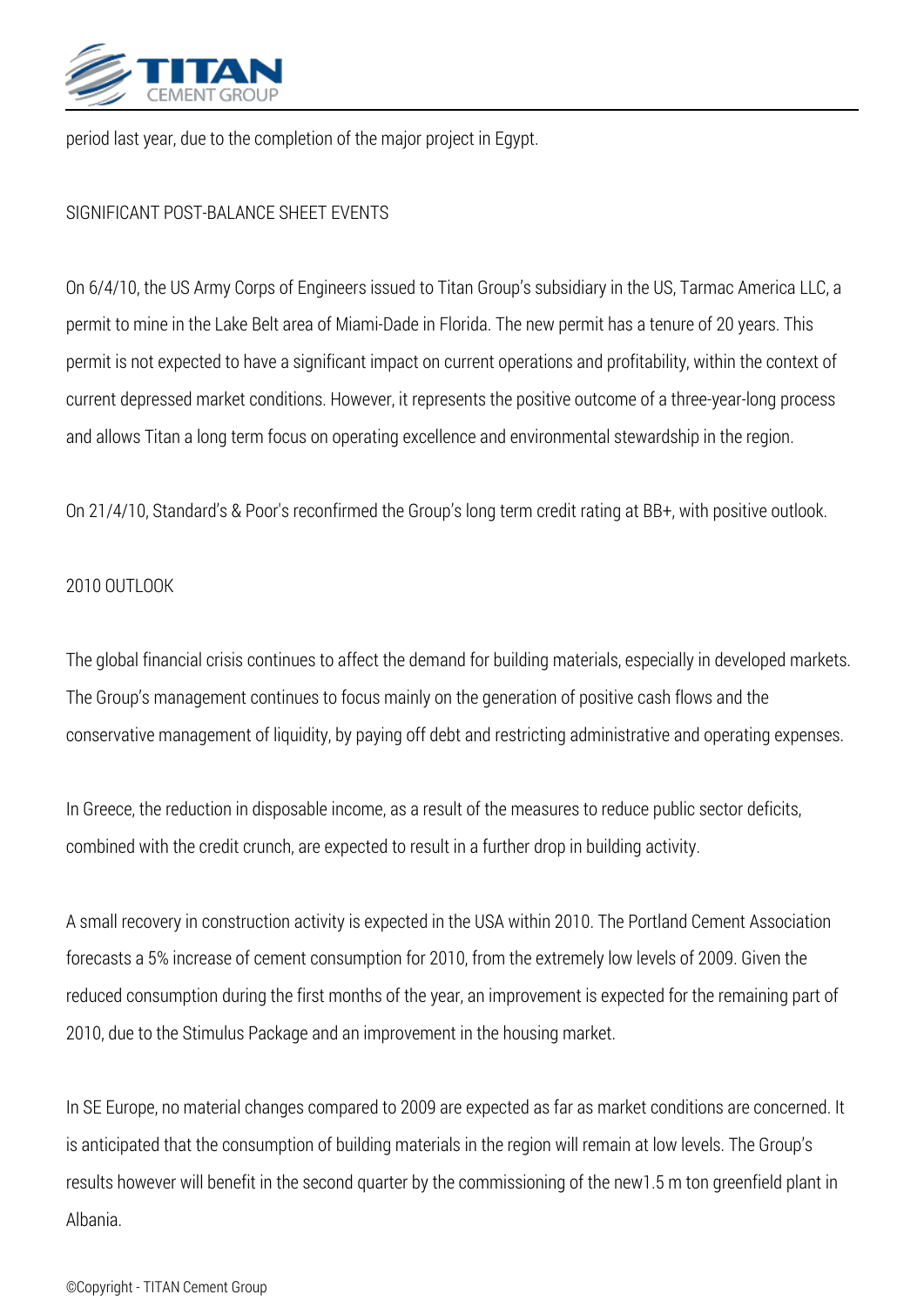period last year, due to the completion of the major project in Egypt.

## SIGNIFICANT POST-BALANCE SHEET EVENTS

On 6/4/10, the US Army Corps of Engineers issued to Titan Group's subsidiary in the US, Tarmac America LLC, a permit to mine in the Lake Belt area of Miami-Dade in Florida. The new permit has a tenure of 20 years. This permit is not expected to have a significant impact on current operations and profitability, within the context of current depressed market conditions. However, it represents the positive outcome of a three-year-long process and allows Titan a long term focus on operating excellence and environmental stewardship in the region.

On 21/4/10, Standard's & Poor's reconfirmed the Group's long term credit rating at BB+, with positive outlook.

## 2010 OUTLOOK

The global financial crisis continues to affect the demand for building materials, especially in developed markets. The Group's management continues to focus mainly on the generation of positive cash flows and the conservative management of liquidity, by paying off debt and restricting administrative and operating expenses.

In Greece, the reduction in disposable income, as a result of the measures to reduce public sector deficits, combined with the credit crunch, are expected to result in a further drop in building activity.

A small recovery in construction activity is expected in the USA within 2010. The Portland Cement Association forecasts a 5% increase of cement consumption for 2010, from the extremely low levels of 2009. Given the reduced consumption during the first months of the year, an improvement is expected for the remaining part of 2010, due to the Stimulus Package and an improvement in the housing market.

In SE Europe, no material changes compared to 2009 are expected as far as market conditions are concerned. It is anticipated that the consumption of building materials in the region will remain at low levels. The Group's results however will benefit in the second quarter by the commissioning of the new1.5 m ton greenfield plant in Albania.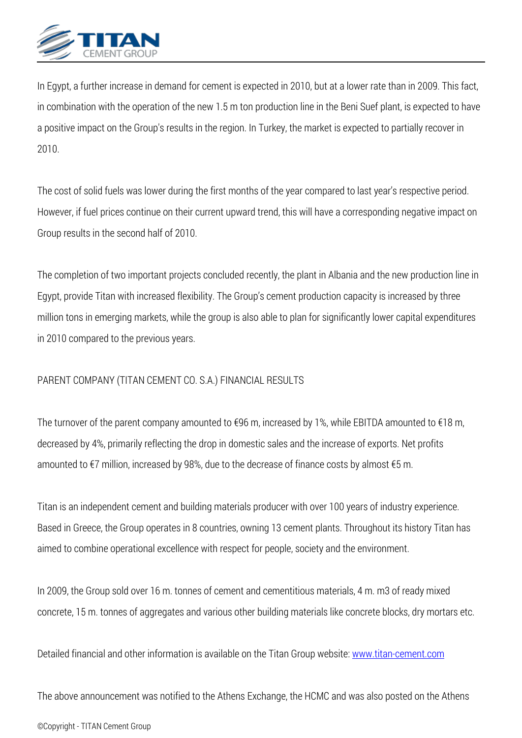In Egypt, a further increase in demand for cement is expected in 2010, but at a lower rate than in 2009. This fact, in combination with the operation of the new 1.5 m ton production line in the Beni Suef plant, is expected to have a positive impact on the Group's results in the region. In Turkey, the market is expected to partially recover in 2010.

The cost of solid fuels was lower during the first months of the year compared to last year's respective period. However, if fuel prices continue on their current upward trend, this will have a corresponding negative impact on Group results in the second half of 2010.

The completion of two important projects concluded recently, the plant in Albania and the new production line in Egypt, provide Titan with increased flexibility. The Group's cement production capacity is increased by three million tons in emerging markets, while the group is also able to plan for significantly lower capital expenditures in 2010 compared to the previous years.

PARENT COMPANY (TITAN CEMENT CO. S.A.) FINANCIAL RESULTS

The turnover of the parent company amounted to €96 m, increased by 1%, while EBITDA amounted to €18 m, decreased by 4%, primarily reflecting the drop in domestic sales and the increase of exports. Net profits amounted to €7 million, increased by 98%, due to the decrease of finance costs by almost €5 m.

Titan is an independent cement and building materials producer with over 100 years of industry experience. Based in Greece, the Group operates in 8 countries, owning 13 cement plants. Throughout its history Titan has aimed to combine operational excellence with respect for people, society and the environment.

In 2009, the Group sold over 16 m. tonnes of cement and cementitious materials, 4 m. m3 of ready mixed concrete, 15 m. tonnes of aggregates and various other building materials like concrete blocks, dry mortars etc.

Detailed financial and other information is available on the Titan Group website: [www.titan-cement.com](www.titan-cement.com)

The above announcement was notified to the Athens Exchange, the HCMC and was also posted on the Athens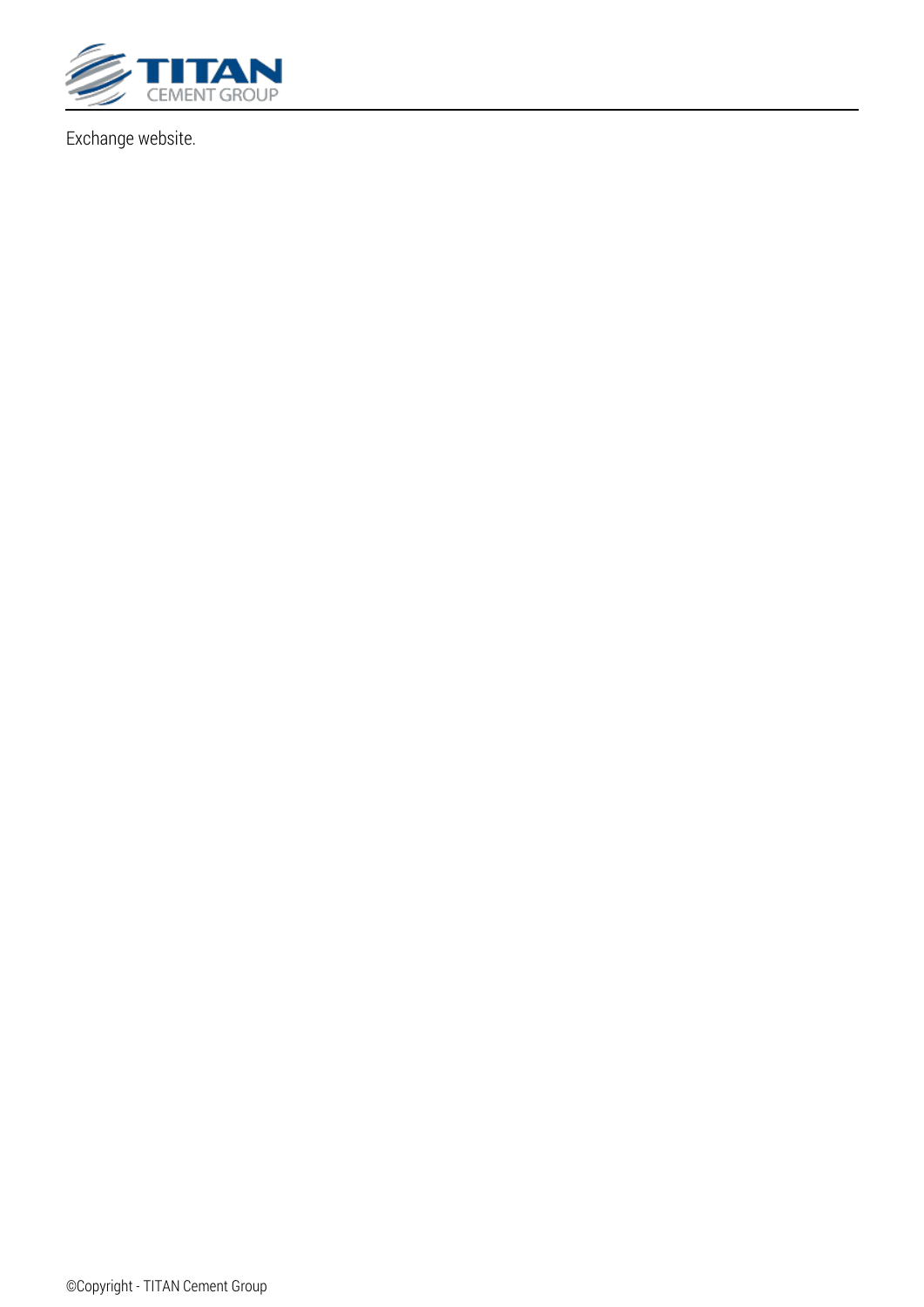Exchange website.